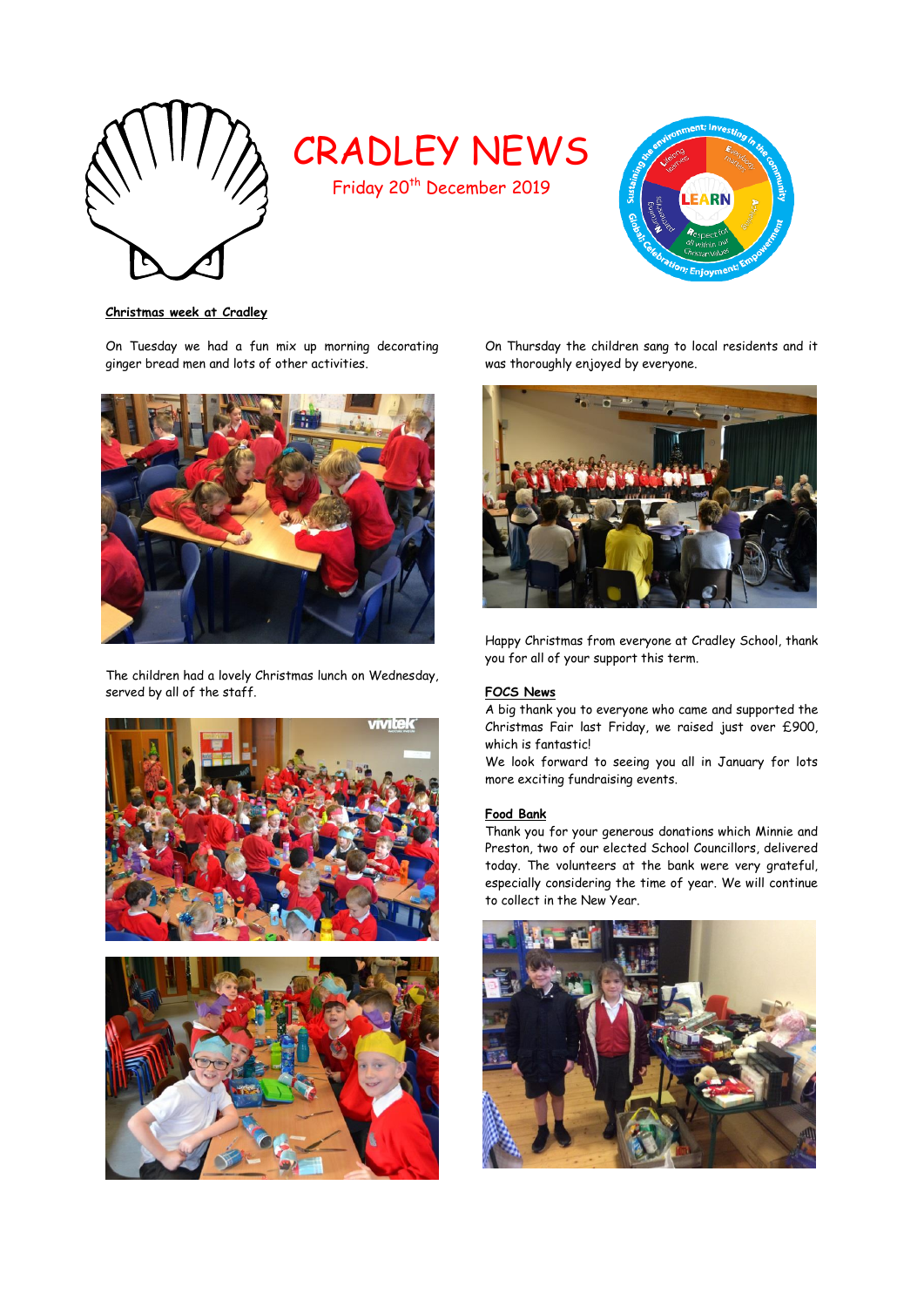# CRADLEY NEWS

Friday 20th December 2019

**Christmas week at Cradley**

On Tuesday we had a fun mix up morning decorating ginger bread men and lots of other activities.

The children had a lovely Christmas lunch on Wednesday, served by all of the staff.

On Thursday the children sang to local residents and it was thoroughly enjoyed by everyone.

Happy Christmas from everyone at Cradley School, thank you for all of your support this term.

**FOCS News**

A big thank you to everyone who came and supported the Christmas Fair last Friday, we raised just over £900, which is fantastic!

We look forward to seeing you all in January for lots more exciting fundraising events.

**Food Bank**

Thank you for your generous donations which Minnie and Preston, two of our elected School Councillors, delivered today. The volunteers at the bank were very grateful, especially considering the time of year. We will continue to collect in the New Year.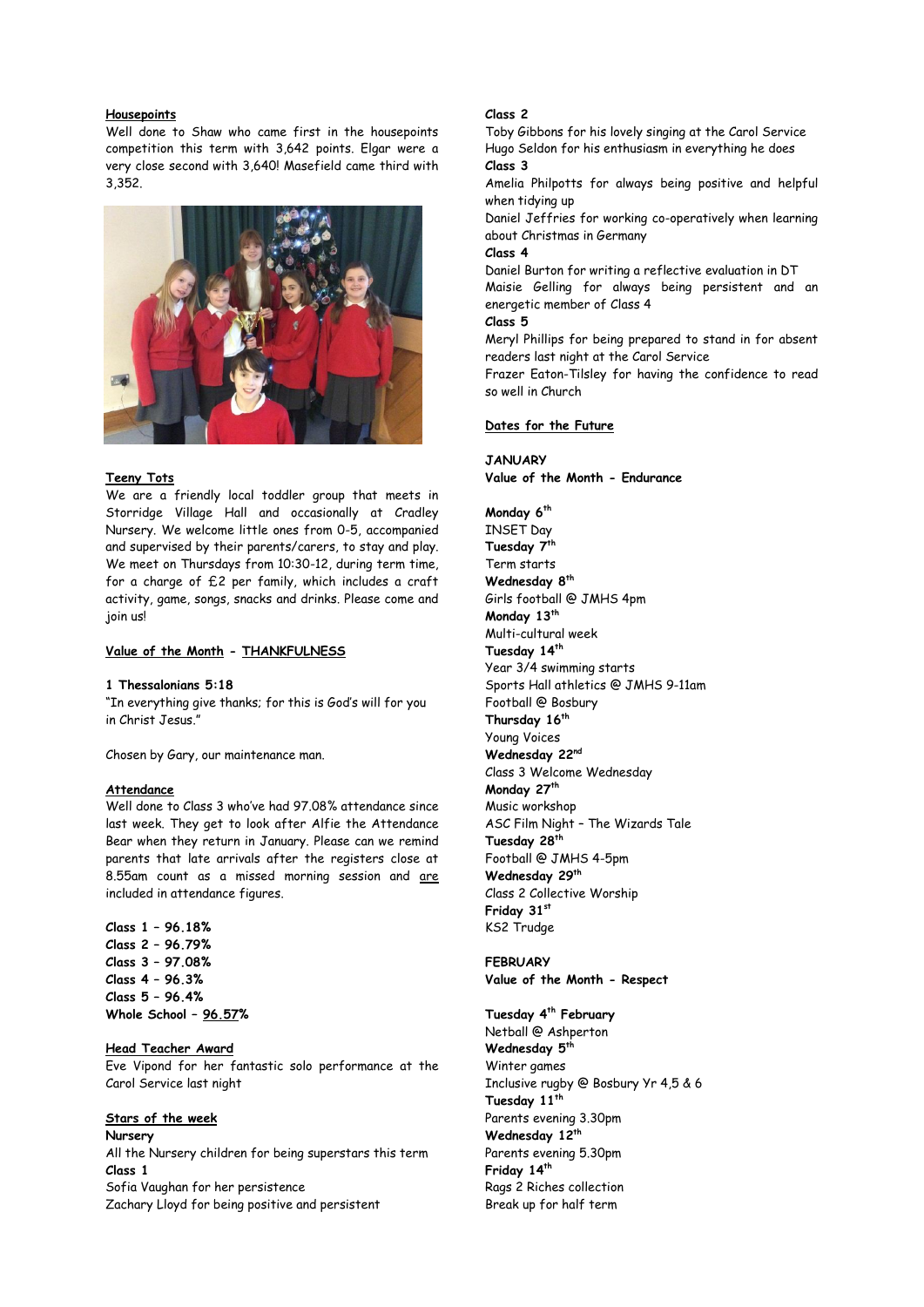## Housepoints

Well done to Shaw who came first in the housepoints competition this term with 3,642 points. Elgar were a very close second with 3,640! Masefield came third with 3,352.

## Teeny Tots

We are a friendly local toddler group that meets in Storridge Village Hall and occasionally at Cradley Nursery. We welcome little ones from 0-5, accompanied and supervised by their parents/carers, to stay and play. We meet on Thursdays from 10:30-12, during term time, for a charge of £2 per family, which includes a craft activity, game, songs, snacks and drinks. Please come and join us!

## Value of the Month - THANKFULNESS

**1 Thessalonians 5:18**

"In everything give thanks; for this is God's will for you in Christ Jesus."

Chosen by Gary, our maintenance man.

## Attendance

Well done to Class 3 who've had 97.08% attendance since last week. They get to look after Alfie the Attendance Bear when they return in January. Please can we remind parents that late arrivals after the registers close at 8.55am count as a missed morning session and are included in attendance figures.

**Class 1 – 96.18%**
**Class 2 – 96.79%**
**Class 3 – 97.08%**
**Class 4 – 96.3%**
**Class 5 – 96.4%**
**Whole School – 96.57%**

## Head Teacher Award

Eve Vipond for her fantastic solo performance at the Carol Service last night

## Stars of the week

**Nursery**
All the Nursery children for being superstars this term

**Class 1**
Sofia Vaughan for her persistence
Zachary Lloyd for being positive and persistent

**Class 2**
Toby Gibbons for his lovely singing at the Carol Service
Hugo Seldon for his enthusiasm in everything he does

**Class 3**
Amelia Philpotts for always being positive and helpful when tidying up
Daniel Jeffries for working co-operatively when learning about Christmas in Germany

**Class 4**
Daniel Burton for writing a reflective evaluation in DT
Maisie Gelling for always being persistent and an energetic member of Class 4

**Class 5**
Meryl Phillips for being prepared to stand in for absent readers last night at the Carol Service
Frazer Eaton-Tilsley for having the confidence to read so well in Church

## Dates for the Future

**JANUARY**
**Value of the Month - Endurance**

**Monday 6th**
INSET Day
**Tuesday 7th**
Term starts
**Wednesday 8th**
Girls football @ JMHS 4pm
**Monday 13th**
Multi-cultural week
**Tuesday 14th**
Year 3/4 swimming starts
Sports Hall athletics @ JMHS 9-11am
Football @ Bosbury
**Thursday 16th**
Young Voices
**Wednesday 22nd**
Class 3 Welcome Wednesday
**Monday 27th**
Music workshop
ASC Film Night – The Wizards Tale
**Tuesday 28th**
Football @ JMHS 4-5pm
**Wednesday 29th**
Class 2 Collective Worship
**Friday 31st**
KS2 Trudge

**FEBRUARY**
**Value of the Month - Respect**

**Tuesday 4th February**
Netball @ Ashperton
**Wednesday 5th**
Winter games
Inclusive rugby @ Bosbury Yr 4,5 & 6
**Tuesday 11th**
Parents evening 3.30pm
**Wednesday 12th**
Parents evening 5.30pm
**Friday 14th**
Rags 2 Riches collection
Break up for half term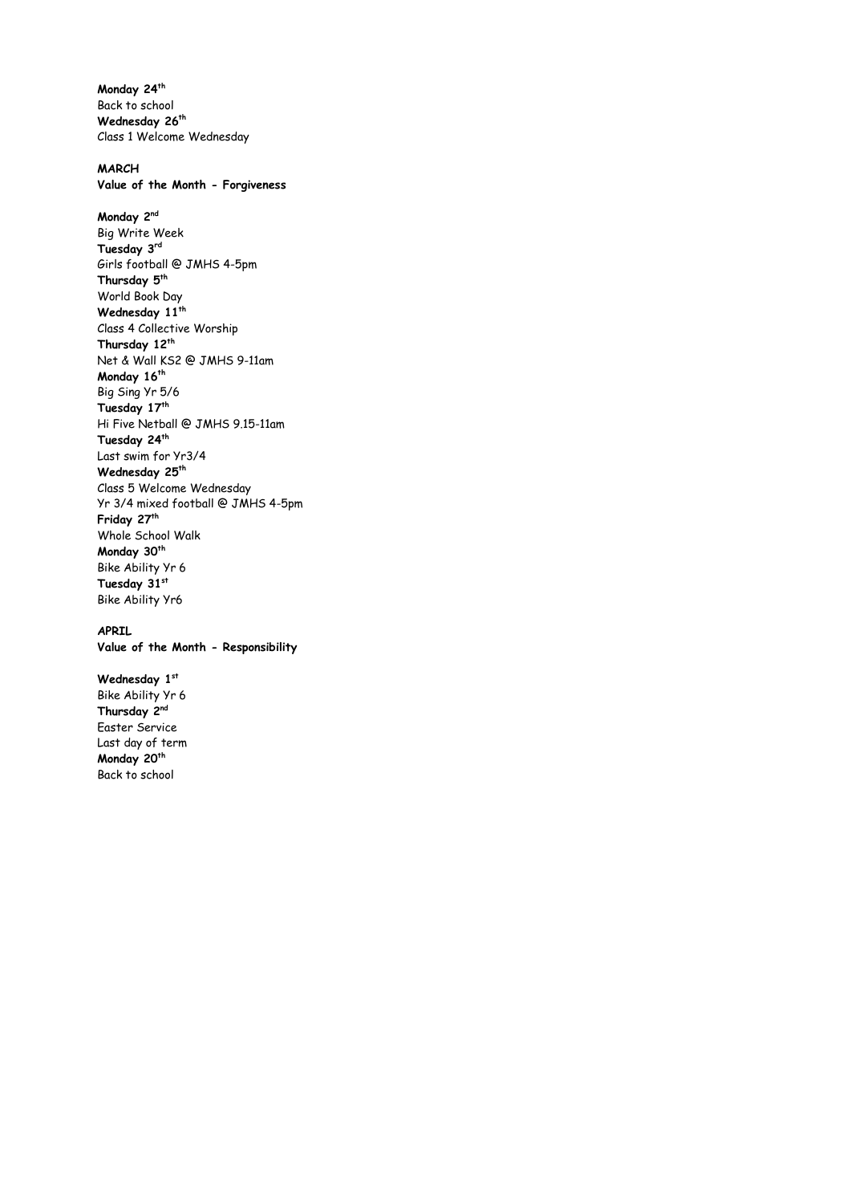**Monday 24th**
Back to school
**Wednesday 26th**
Class 1 Welcome Wednesday

**MARCH**
**Value of the Month - Forgiveness**

**Monday 2nd**
Big Write Week
**Tuesday 3rd**
Girls football @ JMHS 4-5pm
**Thursday 5th**
World Book Day
**Wednesday 11th**
Class 4 Collective Worship
**Thursday 12th**
Net & Wall KS2 @ JMHS 9-11am
**Monday 16th**
Big Sing Yr 5/6
**Tuesday 17th**
Hi Five Netball @ JMHS 9.15-11am
**Tuesday 24th**
Last swim for Yr3/4
**Wednesday 25th**
Class 5 Welcome Wednesday
Yr 3/4 mixed football @ JMHS 4-5pm
**Friday 27th**
Whole School Walk
**Monday 30th**
Bike Ability Yr 6
**Tuesday 31st**
Bike Ability Yr6

**APRIL**
**Value of the Month - Responsibility**

**Wednesday 1st**
Bike Ability Yr 6
**Thursday 2nd**
Easter Service
Last day of term
**Monday 20th**
Back to school